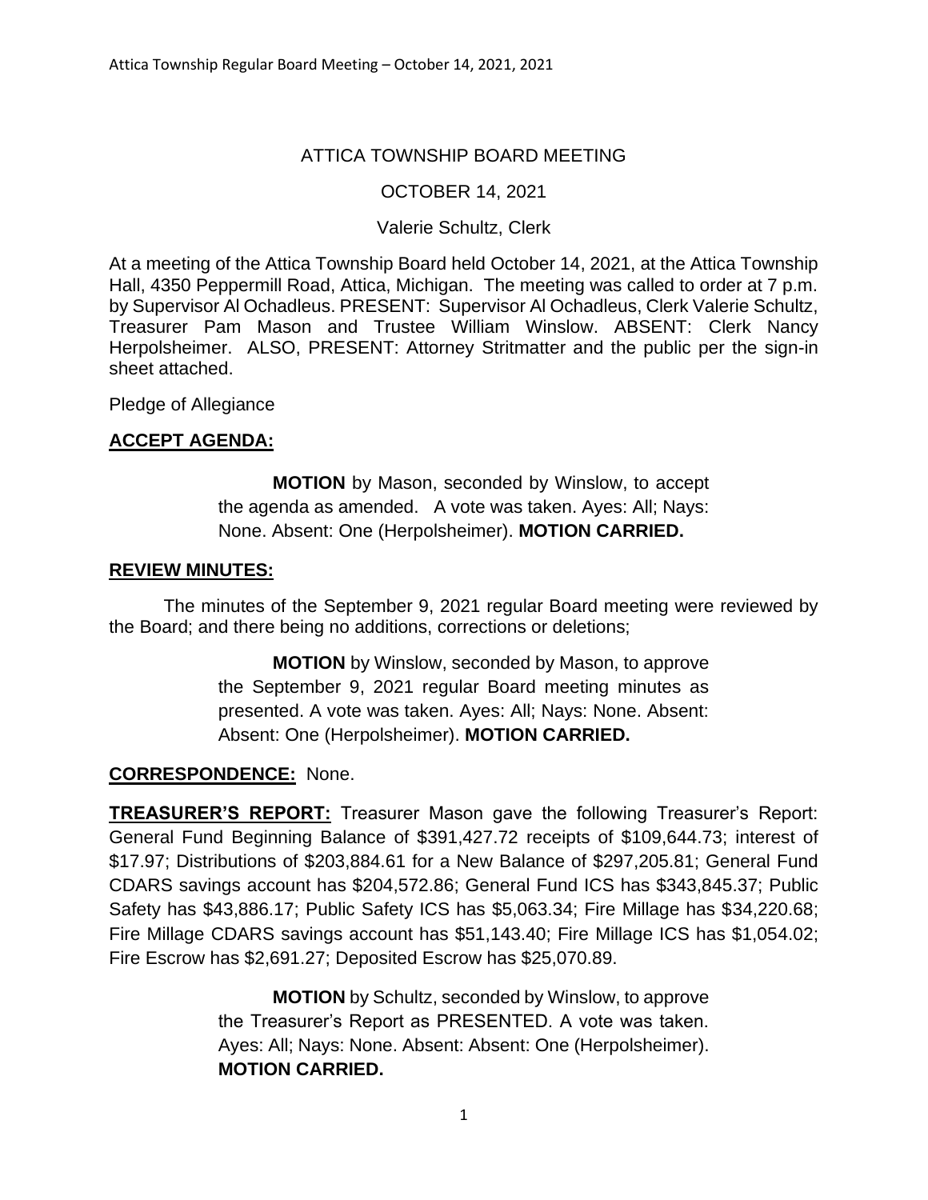ATTICA TOWNSHIP BOARD MEETING

OCTOBER 14, 2021

Valerie Schultz, Clerk

At a meeting of the Attica Township Board held October 14, 2021, at the Attica Township Hall, 4350 Peppermill Road, Attica, Michigan. The meeting was called to order at 7 p.m. by Supervisor Al Ochadleus. PRESENT: Supervisor Al Ochadleus, Clerk Valerie Schultz, Treasurer Pam Mason and Trustee William Winslow. ABSENT: Clerk Nancy Herpolsheimer. ALSO, PRESENT: Attorney Stritmatter and the public per the sign-in sheet attached.

Pledge of Allegiance

**ACCEPT AGENDA:**

> **MOTION** by Mason, seconded by Winslow, to accept the agenda as amended. A vote was taken. Ayes: All; Nays: None. Absent: One (Herpolsheimer). **MOTION CARRIED.**

**REVIEW MINUTES:**

The minutes of the September 9, 2021 regular Board meeting were reviewed by the Board; and there being no additions, corrections or deletions;

> **MOTION** by Winslow, seconded by Mason, to approve the September 9, 2021 regular Board meeting minutes as presented. A vote was taken. Ayes: All; Nays: None. Absent: Absent: One (Herpolsheimer). **MOTION CARRIED.**

**CORRESPONDENCE:** None.

**TREASURER'S REPORT:** Treasurer Mason gave the following Treasurer's Report: General Fund Beginning Balance of $391,427.72 receipts of $109,644.73; interest of $17.97; Distributions of $203,884.61 for a New Balance of $297,205.81; General Fund CDARS savings account has $204,572.86; General Fund ICS has $343,845.37; Public Safety has $43,886.17; Public Safety ICS has $5,063.34; Fire Millage has $34,220.68; Fire Millage CDARS savings account has $51,143.40; Fire Millage ICS has $1,054.02; Fire Escrow has $2,691.27; Deposited Escrow has $25,070.89.

> **MOTION** by Schultz, seconded by Winslow, to approve the Treasurer's Report as PRESENTED. A vote was taken. Ayes: All; Nays: None. Absent: Absent: One (Herpolsheimer). **MOTION CARRIED.**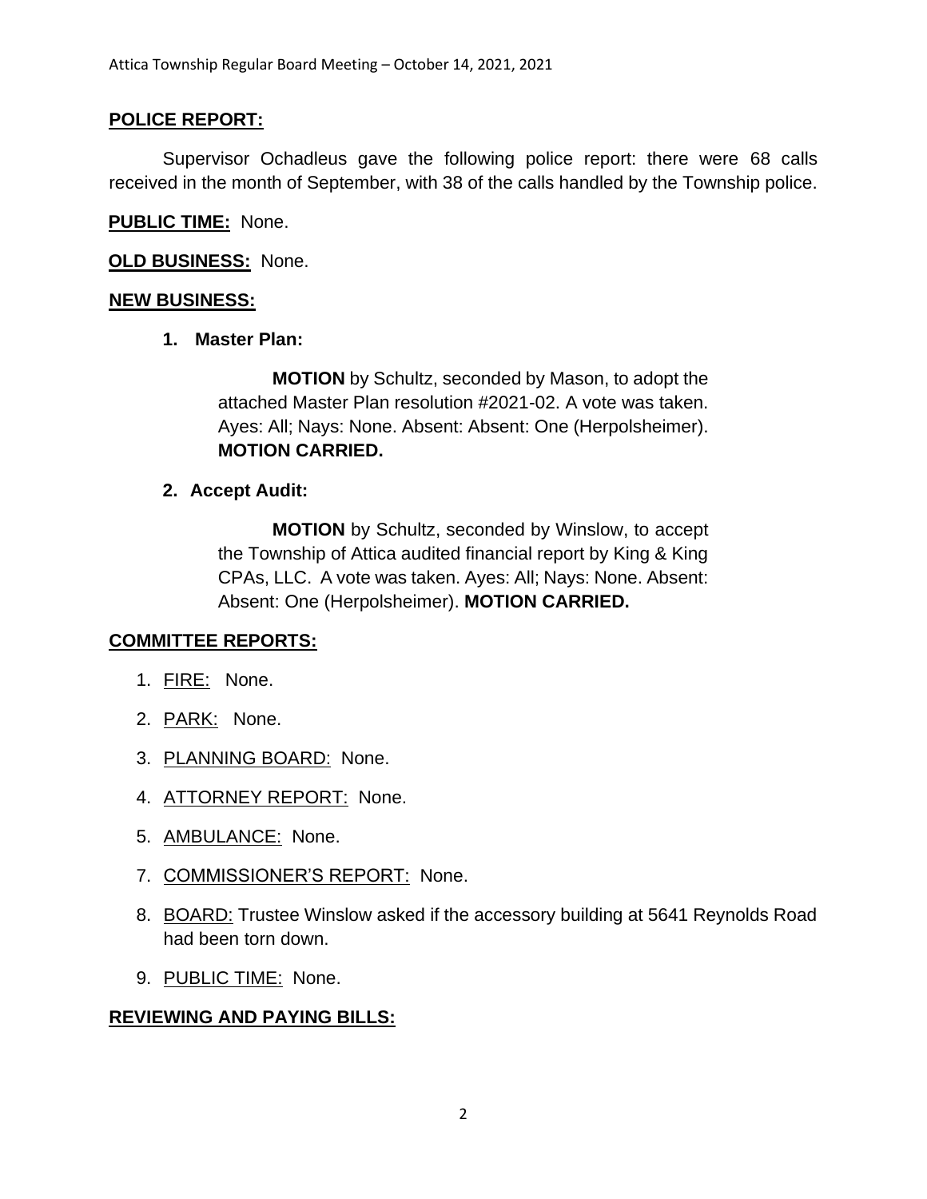**POLICE REPORT:**

Supervisor Ochadleus gave the following police report: there were 68 calls received in the month of September, with 38 of the calls handled by the Township police.

**PUBLIC TIME:** None.

**OLD BUSINESS:** None.

**NEW BUSINESS:**

1. **Master Plan:**

   **MOTION** by Schultz, seconded by Mason, to adopt the attached Master Plan resolution #2021-02. A vote was taken. Ayes: All; Nays: None. Absent: Absent: One (Herpolsheimer). **MOTION CARRIED.**

2. **Accept Audit:**

   **MOTION** by Schultz, seconded by Winslow, to accept the Township of Attica audited financial report by King & King CPAs, LLC. A vote was taken. Ayes: All; Nays: None. Absent: Absent: One (Herpolsheimer). **MOTION CARRIED.**

**COMMITTEE REPORTS:**

1. FIRE: None.
2. PARK: None.
3. PLANNING BOARD: None.
4. ATTORNEY REPORT: None.
5. AMBULANCE: None.
7. COMMISSIONER'S REPORT: None.
8. BOARD: Trustee Winslow asked if the accessory building at 5641 Reynolds Road had been torn down.
9. PUBLIC TIME: None.

**REVIEWING AND PAYING BILLS:**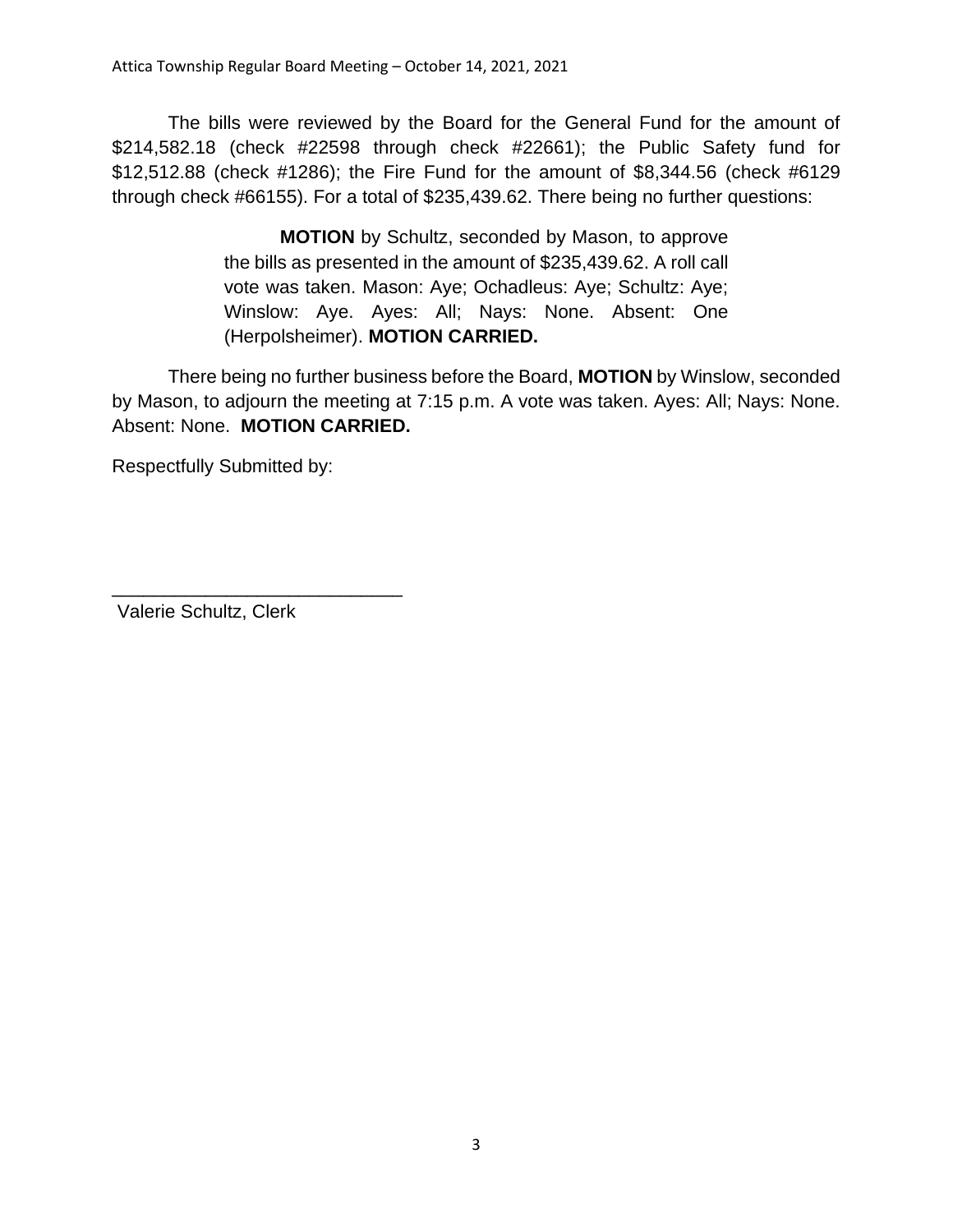The bills were reviewed by the Board for the General Fund for the amount of $214,582.18 (check #22598 through check #22661); the Public Safety fund for $12,512.88 (check #1286); the Fire Fund for the amount of $8,344.56 (check #6129 through check #66155). For a total of $235,439.62. There being no further questions:

> **MOTION** by Schultz, seconded by Mason, to approve the bills as presented in the amount of $235,439.62. A roll call vote was taken. Mason: Aye; Ochadleus: Aye; Schultz: Aye; Winslow: Aye. Ayes: All; Nays: None. Absent: One (Herpolsheimer). **MOTION CARRIED.**

There being no further business before the Board, **MOTION** by Winslow, seconded by Mason, to adjourn the meeting at 7:15 p.m. A vote was taken. Ayes: All; Nays: None. Absent: None. **MOTION CARRIED.**

Respectfully Submitted by:

\_\_\_\_\_\_\_\_\_\_\_\_\_\_\_\_\_\_\_\_\_\_\_\_\_\_\_\_

Valerie Schultz, Clerk